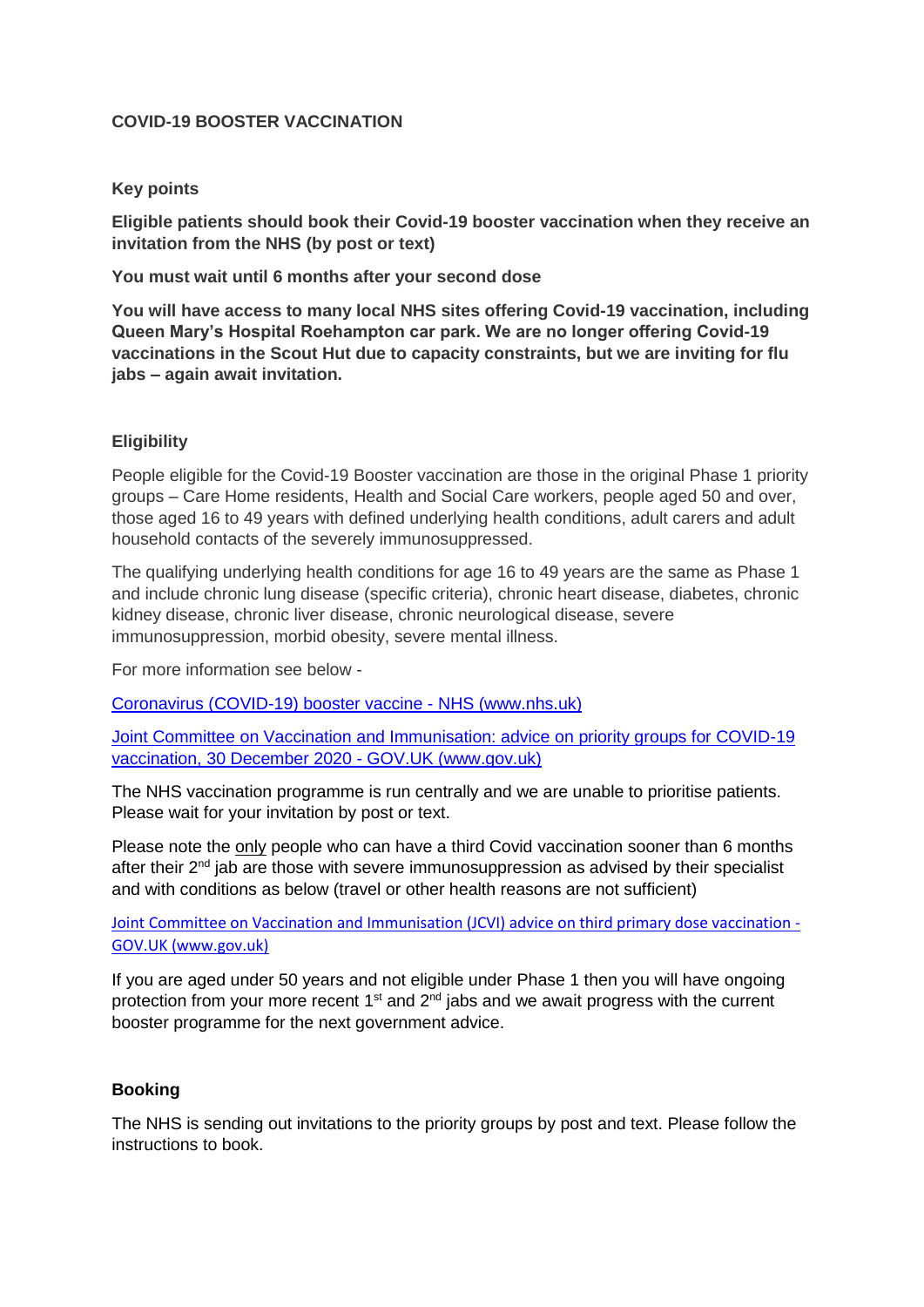**COVID-19 BOOSTER VACCINATION**

**Key points**

**Eligible patients should book their Covid-19 booster vaccination when they receive an invitation from the NHS (by post or text)**

**You must wait until 6 months after your second dose**

**You will have access to many local NHS sites offering Covid-19 vaccination, including Queen Mary's Hospital Roehampton car park. We are no longer offering Covid-19 vaccinations in the Scout Hut due to capacity constraints, but we are inviting for flu jabs – again await invitation.**

**Eligibility**

People eligible for the Covid-19 Booster vaccination are those in the original Phase 1 priority groups – Care Home residents, Health and Social Care workers, people aged 50 and over, those aged 16 to 49 years with defined underlying health conditions, adult carers and adult household contacts of the severely immunosuppressed.

The qualifying underlying health conditions for age 16 to 49 years are the same as Phase 1 and include chronic lung disease (specific criteria), chronic heart disease, diabetes, chronic kidney disease, chronic liver disease, chronic neurological disease, severe immunosuppression, morbid obesity, severe mental illness.

For more information see below -

Coronavirus (COVID-19) booster vaccine - NHS (www.nhs.uk)

Joint Committee on Vaccination and Immunisation: advice on priority groups for COVID-19 vaccination, 30 December 2020 - GOV.UK (www.gov.uk)

The NHS vaccination programme is run centrally and we are unable to prioritise patients. Please wait for your invitation by post or text.

Please note the only people who can have a third Covid vaccination sooner than 6 months after their 2nd jab are those with severe immunosuppression as advised by their specialist and with conditions as below (travel or other health reasons are not sufficient)

Joint Committee on Vaccination and Immunisation (JCVI) advice on third primary dose vaccination - GOV.UK (www.gov.uk)

If you are aged under 50 years and not eligible under Phase 1 then you will have ongoing protection from your more recent 1st and 2nd jabs and we await progress with the current booster programme for the next government advice.

**Booking**

The NHS is sending out invitations to the priority groups by post and text. Please follow the instructions to book.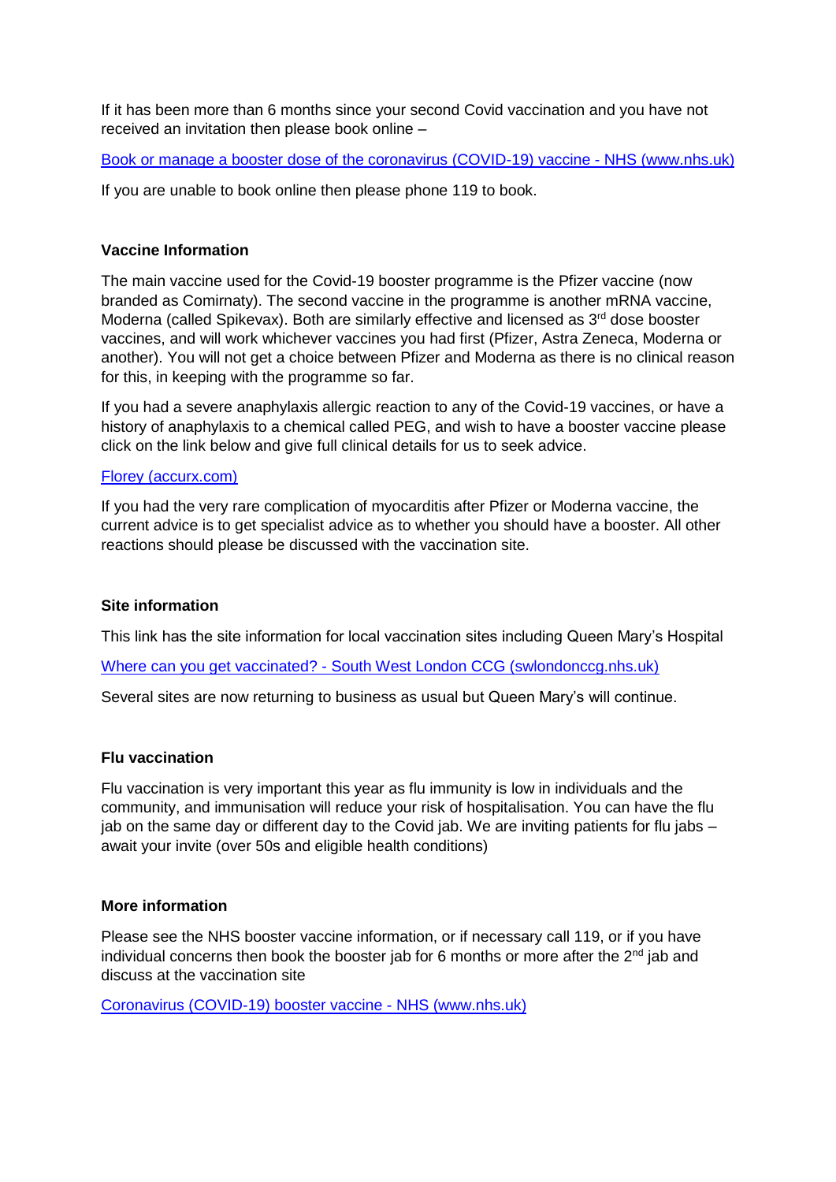If it has been more than 6 months since your second Covid vaccination and you have not received an invitation then please book online –

[Book or manage a booster dose of the coronavirus (COVID-19) vaccine - NHS (www.nhs.uk)]

If you are unable to book online then please phone 119 to book.

**Vaccine Information**

The main vaccine used for the Covid-19 booster programme is the Pfizer vaccine (now branded as Comirnaty). The second vaccine in the programme is another mRNA vaccine, Moderna (called Spikevax). Both are similarly effective and licensed as 3rd dose booster vaccines, and will work whichever vaccines you had first (Pfizer, Astra Zeneca, Moderna or another). You will not get a choice between Pfizer and Moderna as there is no clinical reason for this, in keeping with the programme so far.

If you had a severe anaphylaxis allergic reaction to any of the Covid-19 vaccines, or have a history of anaphylaxis to a chemical called PEG, and wish to have a booster vaccine please click on the link below and give full clinical details for us to seek advice.

[Florey (accurx.com)]

If you had the very rare complication of myocarditis after Pfizer or Moderna vaccine, the current advice is to get specialist advice as to whether you should have a booster. All other reactions should please be discussed with the vaccination site.

**Site information**

This link has the site information for local vaccination sites including Queen Mary's Hospital

[Where can you get vaccinated? - South West London CCG (swlondonccg.nhs.uk)]

Several sites are now returning to business as usual but Queen Mary's will continue.

**Flu vaccination**

Flu vaccination is very important this year as flu immunity is low in individuals and the community, and immunisation will reduce your risk of hospitalisation. You can have the flu jab on the same day or different day to the Covid jab. We are inviting patients for flu jabs – await your invite (over 50s and eligible health conditions)

**More information**

Please see the NHS booster vaccine information, or if necessary call 119, or if you have individual concerns then book the booster jab for 6 months or more after the 2nd jab and discuss at the vaccination site

[Coronavirus (COVID-19) booster vaccine - NHS (www.nhs.uk)]